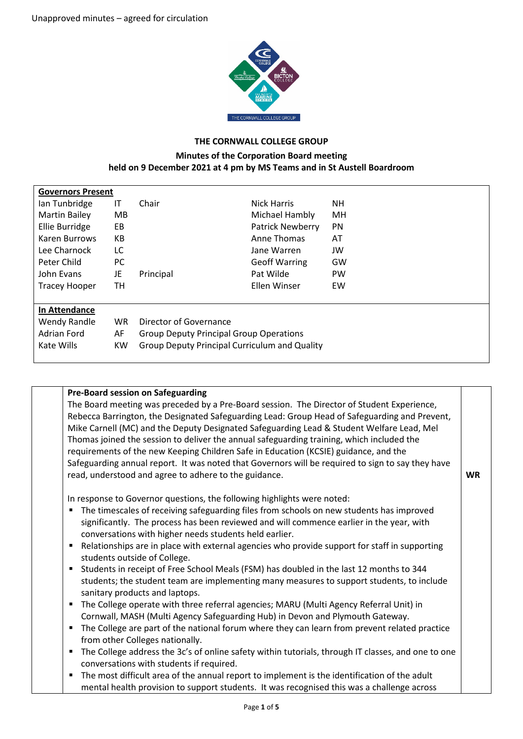Unapproved minutes – agreed for circulation

# THE CORNWALL COLLEGE GROUP

## Minutes of the Corporation Board meeting held on 9 December 2021 at 4 pm by MS Teams and in St Austell Boardroom

**Governors Present**

| Name | Initials | Role | Name | Initials |
|---|---|---|---|---|
| Ian Tunbridge | IT | Chair | Nick Harris | NH |
| Martin Bailey | MB | | Michael Hambly | MH |
| Ellie Burridge | EB | | Patrick Newberry | PN |
| Karen Burrows | KB | | Anne Thomas | AT |
| Lee Charnock | LC | | Jane Warren | JW |
| Peter Child | PC | | Geoff Warring | GW |
| John Evans | JE | Principal | Pat Wilde | PW |
| Tracey Hooper | TH | | Ellen Winser | EW |

**In Attendance**

| Name | Initials | Role |
|---|---|---|
| Wendy Randle | WR | Director of Governance |
| Adrian Ford | AF | Group Deputy Principal Group Operations |
| Kate Wills | KW | Group Deputy Principal Curriculum and Quality |

| | | Action |
|---|---|---|
| | **Pre-Board session on Safeguarding**<br>The Board meeting was preceded by a Pre-Board session. The Director of Student Experience, Rebecca Barrington, the Designated Safeguarding Lead: Group Head of Safeguarding and Prevent, Mike Carnell (MC) and the Deputy Designated Safeguarding Lead & Student Welfare Lead, Mel Thomas joined the session to deliver the annual safeguarding training, which included the requirements of the new Keeping Children Safe in Education (KCSIE) guidance, and the Safeguarding annual report. It was noted that Governors will be required to sign to say they have read, understood and agree to adhere to the guidance. | **WR** |
| | In response to Governor questions, the following highlights were noted:<br>▪ The timescales of receiving safeguarding files from schools on new students has improved significantly. The process has been reviewed and will commence earlier in the year, with conversations with higher needs students held earlier.<br>▪ Relationships are in place with external agencies who provide support for staff in supporting students outside of College.<br>▪ Students in receipt of Free School Meals (FSM) has doubled in the last 12 months to 344 students; the student team are implementing many measures to support students, to include sanitary products and laptops.<br>▪ The College operate with three referral agencies; MARU (Multi Agency Referral Unit) in Cornwall, MASH (Multi Agency Safeguarding Hub) in Devon and Plymouth Gateway.<br>▪ The College are part of the national forum where they can learn from prevent related practice from other Colleges nationally.<br>▪ The College address the 3c's of online safety within tutorials, through IT classes, and one to one conversations with students if required.<br>▪ The most difficult area of the annual report to implement is the identification of the adult mental health provision to support students. It was recognised this was a challenge across | |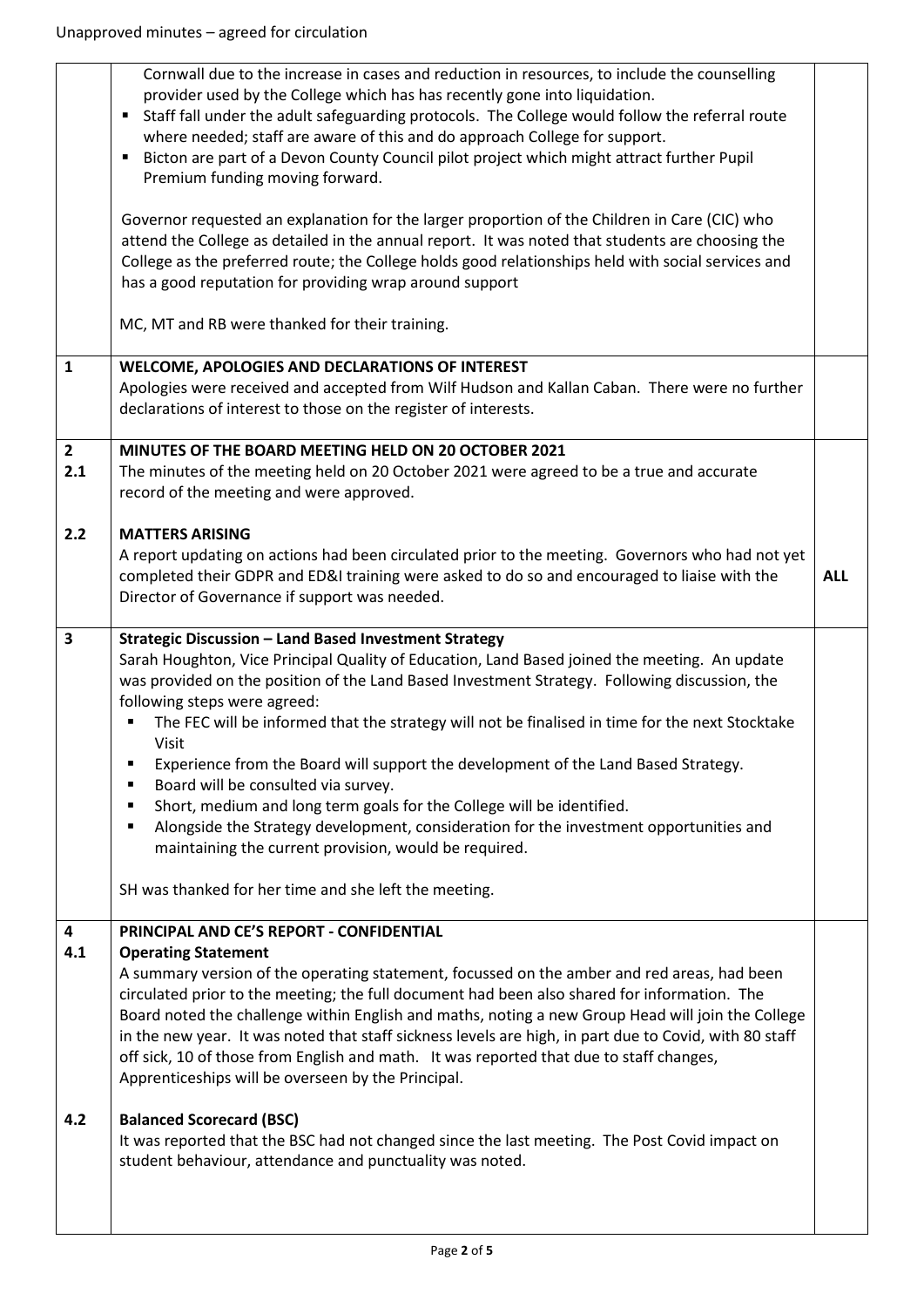Unapproved minutes – agreed for circulation

| | | |
|---|---|---|
| | Cornwall due to the increase in cases and reduction in resources, to include the counselling provider used by the College which has has recently gone into liquidation.<br>▪ Staff fall under the adult safeguarding protocols. The College would follow the referral route where needed; staff are aware of this and do approach College for support.<br>▪ Bicton are part of a Devon County Council pilot project which might attract further Pupil Premium funding moving forward.<br><br>Governor requested an explanation for the larger proportion of the Children in Care (CIC) who attend the College as detailed in the annual report. It was noted that students are choosing the College as the preferred route; the College holds good relationships held with social services and has a good reputation for providing wrap around support<br><br>MC, MT and RB were thanked for their training. | |
| **1** | **WELCOME, APOLOGIES AND DECLARATIONS OF INTEREST**<br>Apologies were received and accepted from Wilf Hudson and Kallan Caban. There were no further declarations of interest to those on the register of interests. | |
| **2**<br>**2.1** | **MINUTES OF THE BOARD MEETING HELD ON 20 OCTOBER 2021**<br>The minutes of the meeting held on 20 October 2021 were agreed to be a true and accurate record of the meeting and were approved. | |
| **2.2** | **MATTERS ARISING**<br>A report updating on actions had been circulated prior to the meeting. Governors who had not yet completed their GDPR and ED&I training were asked to do so and encouraged to liaise with the Director of Governance if support was needed. | **ALL** |
| **3** | **Strategic Discussion – Land Based Investment Strategy**<br>Sarah Houghton, Vice Principal Quality of Education, Land Based joined the meeting. An update was provided on the position of the Land Based Investment Strategy. Following discussion, the following steps were agreed:<br>▪ The FEC will be informed that the strategy will not be finalised in time for the next Stocktake Visit<br>▪ Experience from the Board will support the development of the Land Based Strategy.<br>▪ Board will be consulted via survey.<br>▪ Short, medium and long term goals for the College will be identified.<br>▪ Alongside the Strategy development, consideration for the investment opportunities and maintaining the current provision, would be required.<br><br>SH was thanked for her time and she left the meeting. | |
| **4**<br>**4.1** | **PRINCIPAL AND CE'S REPORT - CONFIDENTIAL**<br>**Operating Statement**<br>A summary version of the operating statement, focussed on the amber and red areas, had been circulated prior to the meeting; the full document had been also shared for information. The Board noted the challenge within English and maths, noting a new Group Head will join the College in the new year. It was noted that staff sickness levels are high, in part due to Covid, with 80 staff off sick, 10 of those from English and math. It was reported that due to staff changes, Apprenticeships will be overseen by the Principal. | |
| **4.2** | **Balanced Scorecard (BSC)**<br>It was reported that the BSC had not changed since the last meeting. The Post Covid impact on student behaviour, attendance and punctuality was noted. | |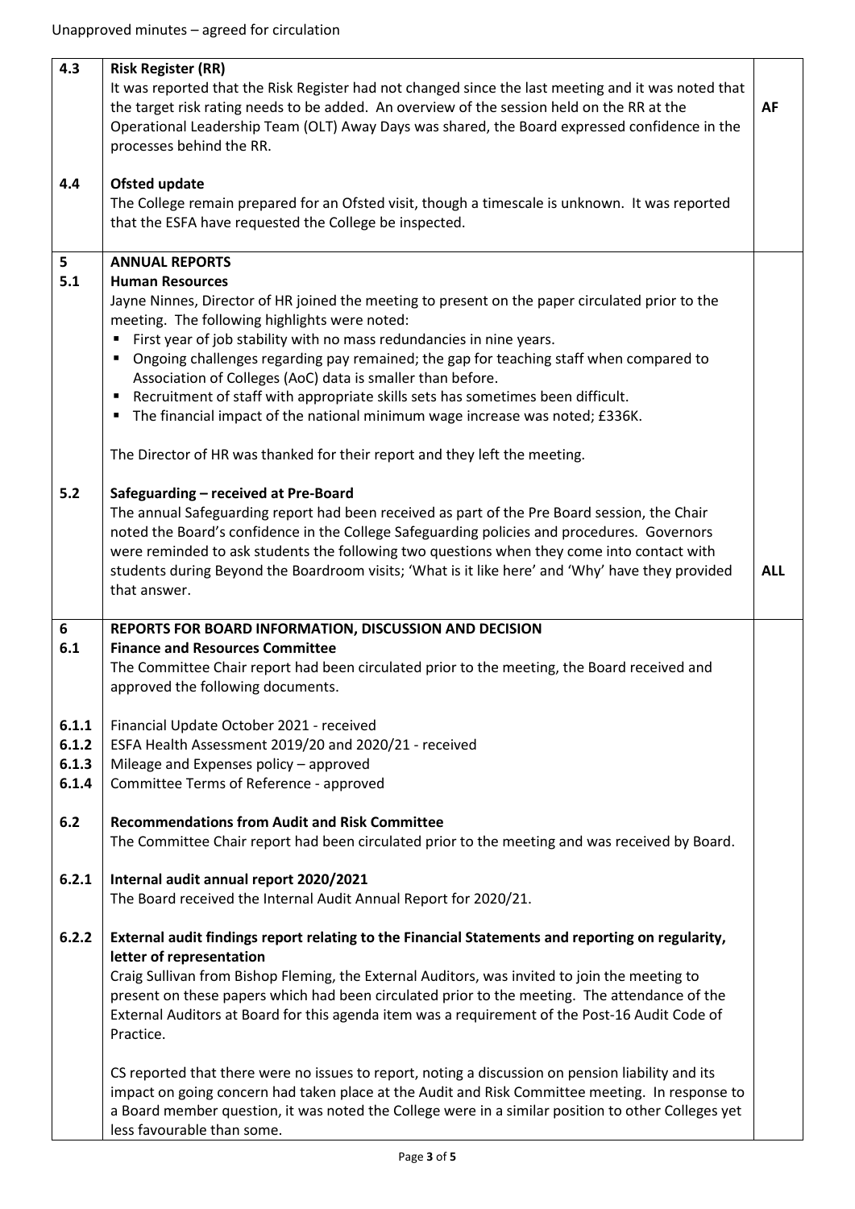Unapproved minutes – agreed for circulation

| | | |
|---|---|---|
| 4.3 | **Risk Register (RR)**<br>It was reported that the Risk Register had not changed since the last meeting and it was noted that the target risk rating needs to be added. An overview of the session held on the RR at the Operational Leadership Team (OLT) Away Days was shared, the Board expressed confidence in the processes behind the RR. | **AF** |
| 4.4 | **Ofsted update**<br>The College remain prepared for an Ofsted visit, though a timescale is unknown. It was reported that the ESFA have requested the College be inspected. | |
| 5<br>5.1 | **ANNUAL REPORTS**<br>**Human Resources**<br>Jayne Ninnes, Director of HR joined the meeting to present on the paper circulated prior to the meeting. The following highlights were noted:<br>▪ First year of job stability with no mass redundancies in nine years.<br>▪ Ongoing challenges regarding pay remained; the gap for teaching staff when compared to Association of Colleges (AoC) data is smaller than before.<br>▪ Recruitment of staff with appropriate skills sets has sometimes been difficult.<br>▪ The financial impact of the national minimum wage increase was noted; £336K.<br><br>The Director of HR was thanked for their report and they left the meeting. | |
| 5.2 | **Safeguarding – received at Pre-Board**<br>The annual Safeguarding report had been received as part of the Pre Board session, the Chair noted the Board's confidence in the College Safeguarding policies and procedures. Governors were reminded to ask students the following two questions when they come into contact with students during Beyond the Boardroom visits; 'What is it like here' and 'Why' have they provided that answer. | **ALL** |
| 6<br>6.1 | **REPORTS FOR BOARD INFORMATION, DISCUSSION AND DECISION**<br>**Finance and Resources Committee**<br>The Committee Chair report had been circulated prior to the meeting, the Board received and approved the following documents. | |
| 6.1.1<br>6.1.2<br>6.1.3<br>6.1.4 | Financial Update October 2021 - received<br>ESFA Health Assessment 2019/20 and 2020/21 - received<br>Mileage and Expenses policy – approved<br>Committee Terms of Reference - approved | |
| 6.2 | **Recommendations from Audit and Risk Committee**<br>The Committee Chair report had been circulated prior to the meeting and was received by Board. | |
| 6.2.1 | **Internal audit annual report 2020/2021**<br>The Board received the Internal Audit Annual Report for 2020/21. | |
| 6.2.2 | **External audit findings report relating to the Financial Statements and reporting on regularity, letter of representation**<br>Craig Sullivan from Bishop Fleming, the External Auditors, was invited to join the meeting to present on these papers which had been circulated prior to the meeting. The attendance of the External Auditors at Board for this agenda item was a requirement of the Post-16 Audit Code of Practice.<br><br>CS reported that there were no issues to report, noting a discussion on pension liability and its impact on going concern had taken place at the Audit and Risk Committee meeting. In response to a Board member question, it was noted the College were in a similar position to other Colleges yet less favourable than some. | |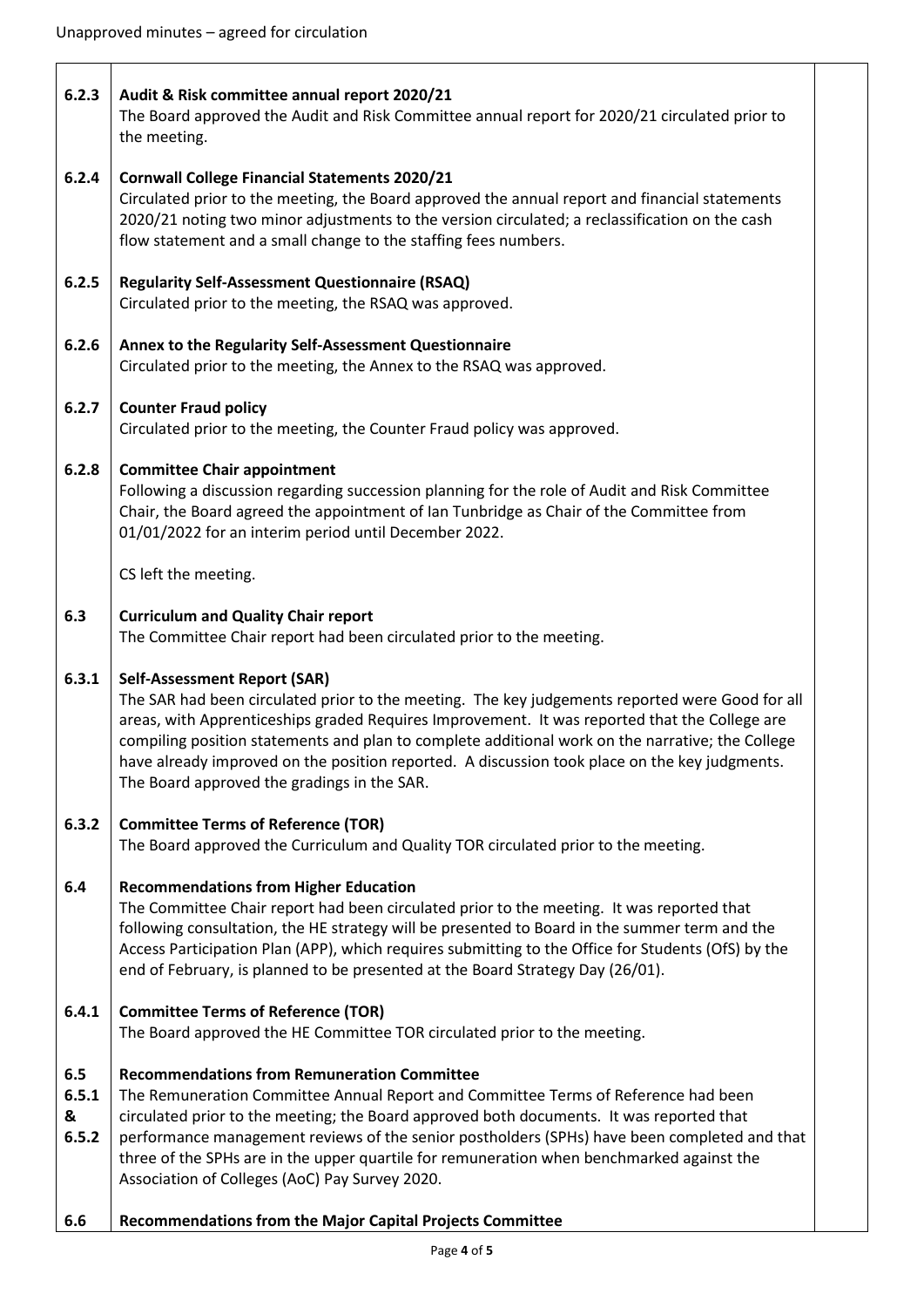| | | |
|---|---|---|
| 6.2.3 | **Audit & Risk committee annual report 2020/21**<br>The Board approved the Audit and Risk Committee annual report for 2020/21 circulated prior to the meeting. | |
| 6.2.4 | **Cornwall College Financial Statements 2020/21**<br>Circulated prior to the meeting, the Board approved the annual report and financial statements 2020/21 noting two minor adjustments to the version circulated; a reclassification on the cash flow statement and a small change to the staffing fees numbers. | |
| 6.2.5 | **Regularity Self-Assessment Questionnaire (RSAQ)**<br>Circulated prior to the meeting, the RSAQ was approved. | |
| 6.2.6 | **Annex to the Regularity Self-Assessment Questionnaire**<br>Circulated prior to the meeting, the Annex to the RSAQ was approved. | |
| 6.2.7 | **Counter Fraud policy**<br>Circulated prior to the meeting, the Counter Fraud policy was approved. | |
| 6.2.8 | **Committee Chair appointment**<br>Following a discussion regarding succession planning for the role of Audit and Risk Committee Chair, the Board agreed the appointment of Ian Tunbridge as Chair of the Committee from 01/01/2022 for an interim period until December 2022.<br><br>CS left the meeting. | |
| 6.3 | **Curriculum and Quality Chair report**<br>The Committee Chair report had been circulated prior to the meeting. | |
| 6.3.1 | **Self-Assessment Report (SAR)**<br>The SAR had been circulated prior to the meeting. The key judgements reported were Good for all areas, with Apprenticeships graded Requires Improvement. It was reported that the College are compiling position statements and plan to complete additional work on the narrative; the College have already improved on the position reported. A discussion took place on the key judgments. The Board approved the gradings in the SAR. | |
| 6.3.2 | **Committee Terms of Reference (TOR)**<br>The Board approved the Curriculum and Quality TOR circulated prior to the meeting. | |
| 6.4 | **Recommendations from Higher Education**<br>The Committee Chair report had been circulated prior to the meeting. It was reported that following consultation, the HE strategy will be presented to Board in the summer term and the Access Participation Plan (APP), which requires submitting to the Office for Students (OfS) by the end of February, is planned to be presented at the Board Strategy Day (26/01). | |
| 6.4.1 | **Committee Terms of Reference (TOR)**<br>The Board approved the HE Committee TOR circulated prior to the meeting. | |
| 6.5<br>6.5.1<br>&<br>6.5.2 | **Recommendations from Remuneration Committee**<br>The Remuneration Committee Annual Report and Committee Terms of Reference had been circulated prior to the meeting; the Board approved both documents. It was reported that performance management reviews of the senior postholders (SPHs) have been completed and that three of the SPHs are in the upper quartile for remuneration when benchmarked against the Association of Colleges (AoC) Pay Survey 2020. | |
| 6.6 | **Recommendations from the Major Capital Projects Committee** | |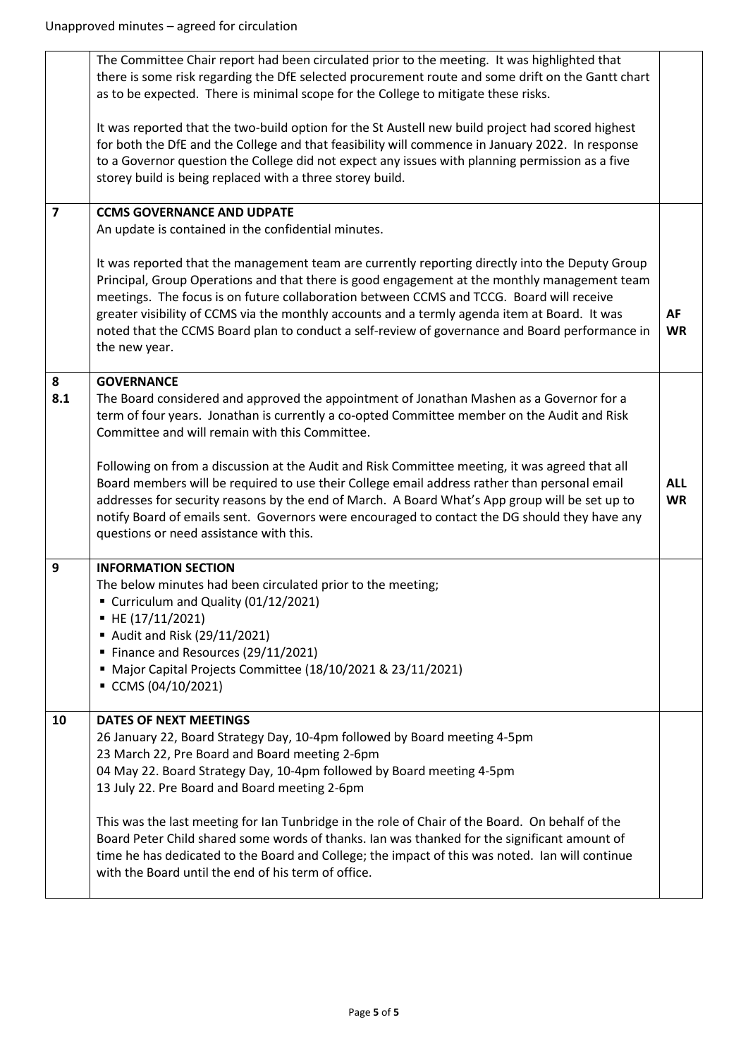Unapproved minutes – agreed for circulation

| | | |
|---|---|---|
| | The Committee Chair report had been circulated prior to the meeting. It was highlighted that there is some risk regarding the DfE selected procurement route and some drift on the Gantt chart as to be expected. There is minimal scope for the College to mitigate these risks.<br><br>It was reported that the two-build option for the St Austell new build project had scored highest for both the DfE and the College and that feasibility will commence in January 2022. In response to a Governor question the College did not expect any issues with planning permission as a five storey build is being replaced with a three storey build. | |
| **7** | **CCMS GOVERNANCE AND UDPATE**<br>An update is contained in the confidential minutes.<br><br>It was reported that the management team are currently reporting directly into the Deputy Group Principal, Group Operations and that there is good engagement at the monthly management team meetings. The focus is on future collaboration between CCMS and TCCG. Board will receive greater visibility of CCMS via the monthly accounts and a termly agenda item at Board. It was noted that the CCMS Board plan to conduct a self-review of governance and Board performance in the new year. | **AF**<br>**WR** |
| **8**<br>**8.1** | **GOVERNANCE**<br>The Board considered and approved the appointment of Jonathan Mashen as a Governor for a term of four years. Jonathan is currently a co-opted Committee member on the Audit and Risk Committee and will remain with this Committee.<br><br>Following on from a discussion at the Audit and Risk Committee meeting, it was agreed that all Board members will be required to use their College email address rather than personal email addresses for security reasons by the end of March. A Board What's App group will be set up to notify Board of emails sent. Governors were encouraged to contact the DG should they have any questions or need assistance with this. | **ALL**<br>**WR** |
| **9** | **INFORMATION SECTION**<br>The below minutes had been circulated prior to the meeting;<br>▪ Curriculum and Quality (01/12/2021)<br>▪ HE (17/11/2021)<br>▪ Audit and Risk (29/11/2021)<br>▪ Finance and Resources (29/11/2021)<br>▪ Major Capital Projects Committee (18/10/2021 & 23/11/2021)<br>▪ CCMS (04/10/2021) | |
| **10** | **DATES OF NEXT MEETINGS**<br>26 January 22, Board Strategy Day, 10-4pm followed by Board meeting 4-5pm<br>23 March 22, Pre Board and Board meeting 2-6pm<br>04 May 22. Board Strategy Day, 10-4pm followed by Board meeting 4-5pm<br>13 July 22. Pre Board and Board meeting 2-6pm<br><br>This was the last meeting for Ian Tunbridge in the role of Chair of the Board. On behalf of the Board Peter Child shared some words of thanks. Ian was thanked for the significant amount of time he has dedicated to the Board and College; the impact of this was noted. Ian will continue with the Board until the end of his term of office. | |